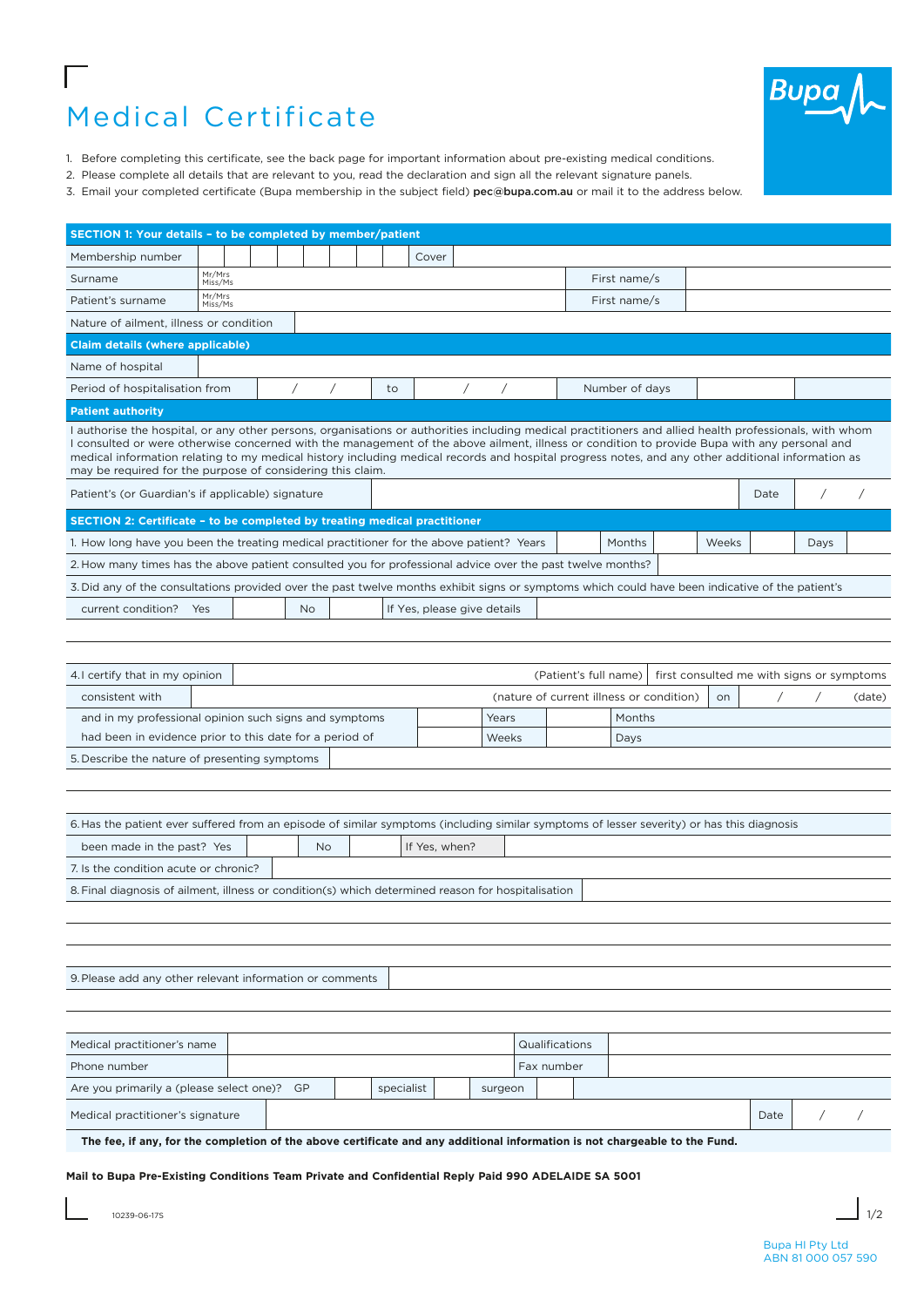# Medical Certificate

1. Before completing this certificate, see the back page for important information about pre-existing medical conditions.
2. Please complete all details that are relevant to you, read the declaration and sign all the relevant signature panels.
3. Email your completed certificate (Bupa membership in the subject field) **pec@bupa.com.au** or mail it to the address below.

**SECTION 1: Your details – to be completed by member/patient**

| | | | |
|---|---|---|---|
| Membership number | | Cover | |
| Surname | Mr/Mrs Miss/Ms | First name/s | |
| Patient's surname | Mr/Mrs Miss/Ms | First name/s | |
| Nature of ailment, illness or condition | | | |

**Claim details (where applicable)**

| | | | | | |
|---|---|---|---|---|---|
| Name of hospital | | | | | |
| Period of hospitalisation from | / / | to | / / | Number of days | |

**Patient authority**

I authorise the hospital, or any other persons, organisations or authorities including medical practitioners and allied health professionals, with whom I consulted or were otherwise concerned with the management of the above ailment, illness or condition to provide Bupa with any personal and medical information relating to my medical history including medical records and hospital progress notes, and any other additional information as may be required for the purpose of considering this claim.

| | | | |
|---|---|---|---|
| Patient's (or Guardian's if applicable) signature | | Date | / / |

**SECTION 2: Certificate – to be completed by treating medical practitioner**

1. How long have you been the treating medical practitioner for the above patient? Years ____ Months ____ Weeks ____ Days ____

2. How many times has the above patient consulted you for professional advice over the past twelve months? ____

3. Did any of the consultations provided over the past twelve months exhibit signs or symptoms which could have been indicative of the patient's current condition? Yes ____ No ____ If Yes, please give details ____

4. I certify that in my opinion ____ (Patient's full name) first consulted me with signs or symptoms consistent with ____ (nature of current illness or condition) on / / (date) and in my professional opinion such signs and symptoms had been in evidence prior to this date for a period of ____ Years ____ Months ____ Weeks ____ Days

5. Describe the nature of presenting symptoms ____

6. Has the patient ever suffered from an episode of similar symptoms (including similar symptoms of lesser severity) or has this diagnosis been made in the past? Yes ____ No ____ If Yes, when? ____

7. Is the condition acute or chronic? ____

8. Final diagnosis of ailment, illness or condition(s) which determined reason for hospitalisation ____

9. Please add any other relevant information or comments ____

| | | | |
|---|---|---|---|
| Medical practitioner's name | | Qualifications | |
| Phone number | | Fax number | |
| Are you primarily a (please select one)? | GP ☐ | specialist ☐ | surgeon ☐ |
| Medical practitioner's signature | | Date | / / |

**The fee, if any, for the completion of the above certificate and any additional information is not chargeable to the Fund.**

**Mail to Bupa Pre-Existing Conditions Team Private and Confidential Reply Paid 990 ADELAIDE SA 5001**

10239-06-17S

Bupa HI Pty Ltd
ABN 81 000 057 590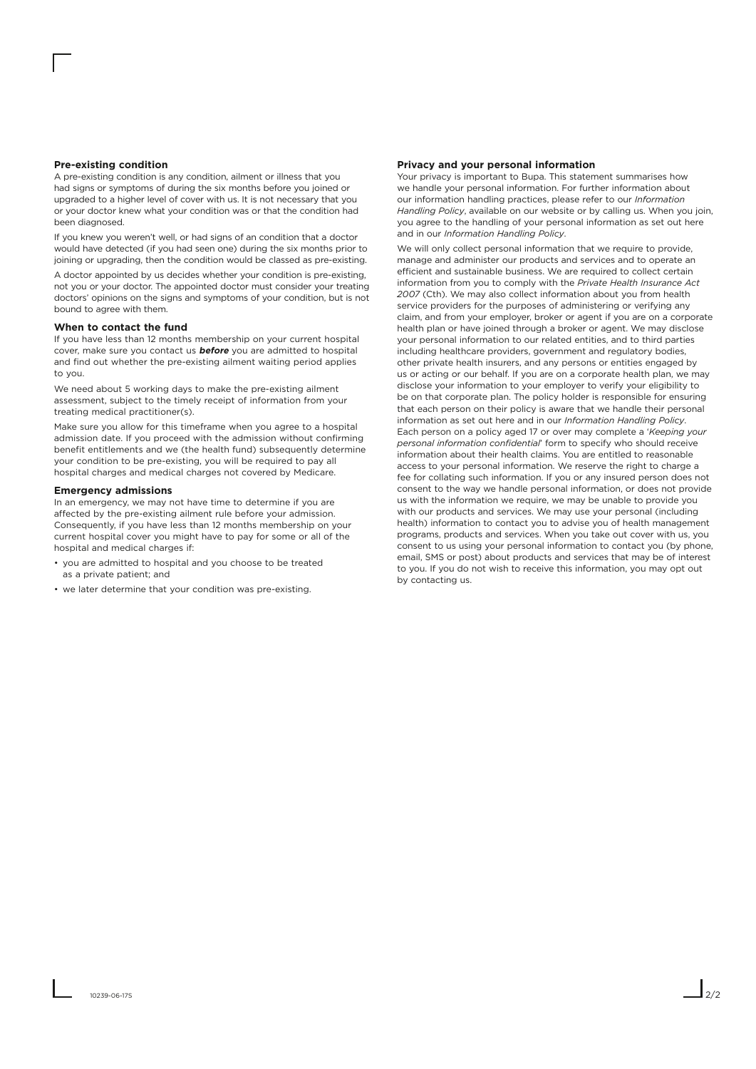### Pre-existing condition

A pre-existing condition is any condition, ailment or illness that you had signs or symptoms of during the six months before you joined or upgraded to a higher level of cover with us. It is not necessary that you or your doctor knew what your condition was or that the condition had been diagnosed.

If you knew you weren't well, or had signs of an condition that a doctor would have detected (if you had seen one) during the six months prior to joining or upgrading, then the condition would be classed as pre-existing.

A doctor appointed by us decides whether your condition is pre-existing, not you or your doctor. The appointed doctor must consider your treating doctors' opinions on the signs and symptoms of your condition, but is not bound to agree with them.

### When to contact the fund

If you have less than 12 months membership on your current hospital cover, make sure you contact us ***before*** you are admitted to hospital and find out whether the pre-existing ailment waiting period applies to you.

We need about 5 working days to make the pre-existing ailment assessment, subject to the timely receipt of information from your treating medical practitioner(s).

Make sure you allow for this timeframe when you agree to a hospital admission date. If you proceed with the admission without confirming benefit entitlements and we (the health fund) subsequently determine your condition to be pre-existing, you will be required to pay all hospital charges and medical charges not covered by Medicare.

### Emergency admissions

In an emergency, we may not have time to determine if you are affected by the pre-existing ailment rule before your admission. Consequently, if you have less than 12 months membership on your current hospital cover you might have to pay for some or all of the hospital and medical charges if:

- you are admitted to hospital and you choose to be treated as a private patient; and
- we later determine that your condition was pre-existing.

### Privacy and your personal information

Your privacy is important to Bupa. This statement summarises how we handle your personal information. For further information about our information handling practices, please refer to our *Information Handling Policy*, available on our website or by calling us. When you join, you agree to the handling of your personal information as set out here and in our *Information Handling Policy*.

We will only collect personal information that we require to provide, manage and administer our products and services and to operate an efficient and sustainable business. We are required to collect certain information from you to comply with the *Private Health Insurance Act 2007* (Cth). We may also collect information about you from health service providers for the purposes of administering or verifying any claim, and from your employer, broker or agent if you are on a corporate health plan or have joined through a broker or agent. We may disclose your personal information to our related entities, and to third parties including healthcare providers, government and regulatory bodies, other private health insurers, and any persons or entities engaged by us or acting or our behalf. If you are on a corporate health plan, we may disclose your information to your employer to verify your eligibility to be on that corporate plan. The policy holder is responsible for ensuring that each person on their policy is aware that we handle their personal information as set out here and in our *Information Handling Policy*. Each person on a policy aged 17 or over may complete a '*Keeping your personal information confidential*' form to specify who should receive information about their health claims. You are entitled to reasonable access to your personal information. We reserve the right to charge a fee for collating such information. If you or any insured person does not consent to the way we handle personal information, or does not provide us with the information we require, we may be unable to provide you with our products and services. We may use your personal (including health) information to contact you to advise you of health management programs, products and services. When you take out cover with us, you consent to us using your personal information to contact you (by phone, email, SMS or post) about products and services that may be of interest to you. If you do not wish to receive this information, you may opt out by contacting us.

10239-06-17S